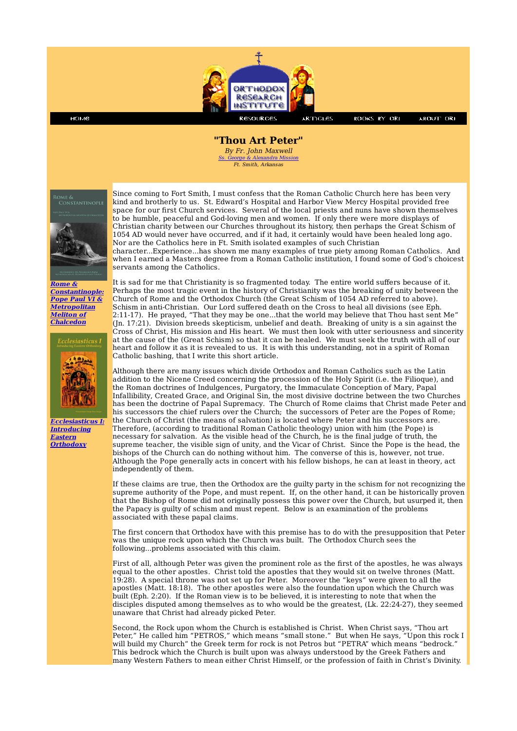HOME | RESOURCES | ARTICLES | BOOKS BY ORI | ABOUT ORI

# "Thou Art Peter"

*By Fr. John Maxwell*
*Ss. George & Alexandra Mission*
*Ft. Smith, Arkansas*

***Rome & Constantinople: Pope Paul VI & Metropolitan Meliton of Chalcedon***

***Ecclesiasticus I: Introducing Eastern Orthodoxy***

Since coming to Fort Smith, I must confess that the Roman Catholic Church here has been very kind and brotherly to us. St. Edward's Hospital and Harbor View Mercy Hospital provided free space for our first Church services. Several of the local priests and nuns have shown themselves to be humble, peaceful and God-loving men and women. If only there were more displays of Christian charity between our Churches throughout its history, then perhaps the Great Schism of 1054 AD would never have occurred, and if it had, it certainly would have been healed long ago. Nor are the Catholics here in Ft. Smith isolated examples of such Christian character...Experience...has shown me many examples of true piety among Roman Catholics. And when I earned a Masters degree from a Roman Catholic institution, I found some of God's choicest servants among the Catholics.

It is sad for me that Christianity is so fragmented today. The entire world suffers because of it. Perhaps the most tragic event in the history of Christianity was the breaking of unity between the Church of Rome and the Orthodox Church (the Great Schism of 1054 AD referred to above). Schism in anti-Christian. Our Lord suffered death on the Cross to heal all divisions (see Eph. 2:11-17). He prayed, "That they may be one...that the world may believe that Thou hast sent Me" (Jn. 17:21). Division breeds skepticism, unbelief and death. Breaking of unity is a sin against the Cross of Christ, His mission and His heart. We must then look with utter seriousness and sincerity at the cause of the (Great Schism) so that it can be healed. We must seek the truth with all of our heart and follow it as it is revealed to us. It is with this understanding, not in a spirit of Roman Catholic bashing, that I write this short article.

Although there are many issues which divide Orthodox and Roman Catholics such as the Latin addition to the Nicene Creed concerning the procession of the Holy Spirit (i.e. the Filioque), and the Roman doctrines of Indulgences, Purgatory, the Immaculate Conception of Mary, Papal Infallibility, Created Grace, and Original Sin, the most divisive doctrine between the two Churches has been the doctrine of Papal Supremacy. The Church of Rome claims that Christ made Peter and his successors the chief rulers over the Church; the successors of Peter are the Popes of Rome; the Church of Christ (the means of salvation) is located where Peter and his successors are. Therefore, (according to traditional Roman Catholic theology) union with him (the Pope) is necessary for salvation. As the visible head of the Church, he is the final judge of truth, the supreme teacher, the visible sign of unity, and the Vicar of Christ. Since the Pope is the head, the bishops of the Church can do nothing without him. The converse of this is, however, not true. Although the Pope generally acts in concert with his fellow bishops, he can at least in theory, act independently of them.

If these claims are true, then the Orthodox are the guilty party in the schism for not recognizing the supreme authority of the Pope, and must repent. If, on the other hand, it can be historically proven that the Bishop of Rome did not originally possess this power over the Church, but usurped it, then the Papacy is guilty of schism and must repent. Below is an examination of the problems associated with these papal claims.

The first concern that Orthodox have with this premise has to do with the presupposition that Peter was the unique rock upon which the Church was built. The Orthodox Church sees the following...problems associated with this claim.

First of all, although Peter was given the prominent role as the first of the apostles, he was always equal to the other apostles. Christ told the apostles that they would sit on twelve thrones (Matt. 19:28). A special throne was not set up for Peter. Moreover the "keys" were given to all the apostles (Matt. 18:18). The other apostles were also the foundation upon which the Church was built (Eph. 2:20). If the Roman view is to be believed, it is interesting to note that when the disciples disputed among themselves as to who would be the greatest, (Lk. 22:24-27), they seemed unaware that Christ had already picked Peter.

Second, the Rock upon whom the Church is established is Christ. When Christ says, "Thou art Peter," He called him "PETROS," which means "small stone." But when He says, "Upon this rock I will build my Church" the Greek term for rock is not Petros but "PETRA" which means "bedrock." This bedrock which the Church is built upon was always understood by the Greek Fathers and many Western Fathers to mean either Christ Himself, or the profession of faith in Christ's Divinity.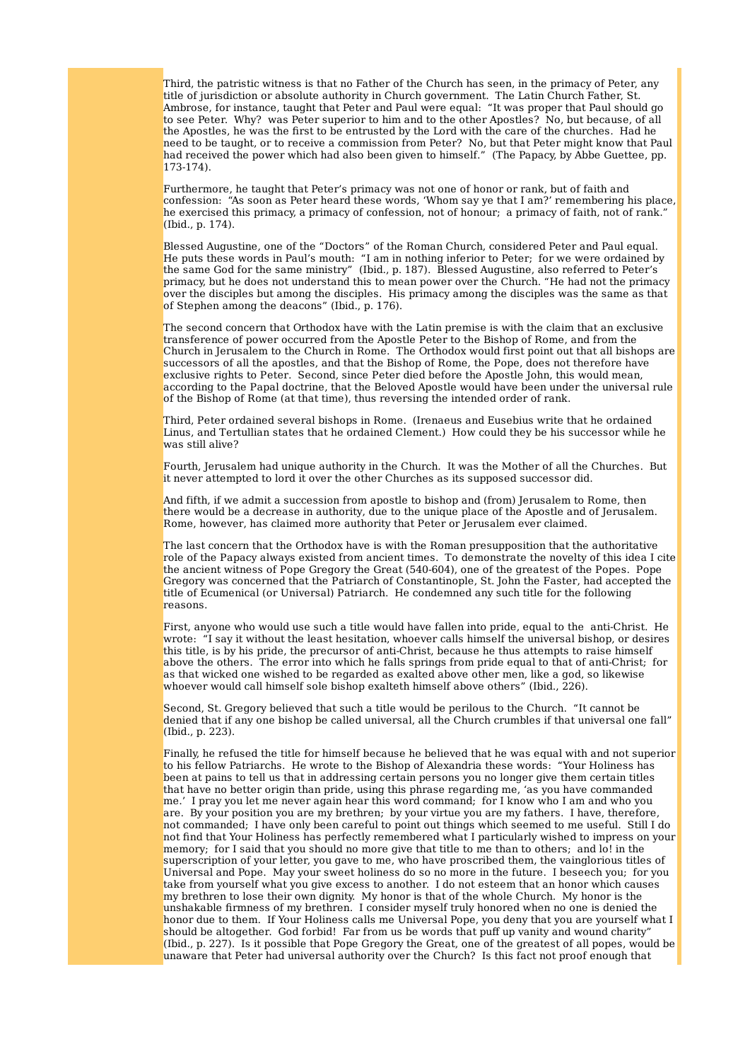Third, the patristic witness is that no Father of the Church has seen, in the primacy of Peter, any title of jurisdiction or absolute authority in Church government. The Latin Church Father, St. Ambrose, for instance, taught that Peter and Paul were equal: "It was proper that Paul should go to see Peter. Why? was Peter superior to him and to the other Apostles? No, but because, of all the Apostles, he was the first to be entrusted by the Lord with the care of the churches. Had he need to be taught, or to receive a commission from Peter? No, but that Peter might know that Paul had received the power which had also been given to himself." (The Papacy, by Abbe Guettee, pp. 173-174).

Furthermore, he taught that Peter's primacy was not one of honor or rank, but of faith and confession: "As soon as Peter heard these words, 'Whom say ye that I am?' remembering his place, he exercised this primacy, a primacy of confession, not of honour; a primacy of faith, not of rank." (Ibid., p. 174).

Blessed Augustine, one of the "Doctors" of the Roman Church, considered Peter and Paul equal. He puts these words in Paul's mouth: "I am in nothing inferior to Peter; for we were ordained by the same God for the same ministry" (Ibid., p. 187). Blessed Augustine, also referred to Peter's primacy, but he does not understand this to mean power over the Church. "He had not the primacy over the disciples but among the disciples. His primacy among the disciples was the same as that of Stephen among the deacons" (Ibid., p. 176).

The second concern that Orthodox have with the Latin premise is with the claim that an exclusive transference of power occurred from the Apostle Peter to the Bishop of Rome, and from the Church in Jerusalem to the Church in Rome. The Orthodox would first point out that all bishops are successors of all the apostles, and that the Bishop of Rome, the Pope, does not therefore have exclusive rights to Peter. Second, since Peter died before the Apostle John, this would mean, according to the Papal doctrine, that the Beloved Apostle would have been under the universal rule of the Bishop of Rome (at that time), thus reversing the intended order of rank.

Third, Peter ordained several bishops in Rome. (Irenaeus and Eusebius write that he ordained Linus, and Tertullian states that he ordained Clement.) How could they be his successor while he was still alive?

Fourth, Jerusalem had unique authority in the Church. It was the Mother of all the Churches. But it never attempted to lord it over the other Churches as its supposed successor did.

And fifth, if we admit a succession from apostle to bishop and (from) Jerusalem to Rome, then there would be a decrease in authority, due to the unique place of the Apostle and of Jerusalem. Rome, however, has claimed more authority that Peter or Jerusalem ever claimed.

The last concern that the Orthodox have is with the Roman presupposition that the authoritative role of the Papacy always existed from ancient times. To demonstrate the novelty of this idea I cite the ancient witness of Pope Gregory the Great (540-604), one of the greatest of the Popes. Pope Gregory was concerned that the Patriarch of Constantinople, St. John the Faster, had accepted the title of Ecumenical (or Universal) Patriarch. He condemned any such title for the following reasons.

First, anyone who would use such a title would have fallen into pride, equal to the anti-Christ. He wrote: "I say it without the least hesitation, whoever calls himself the universal bishop, or desires this title, is by his pride, the precursor of anti-Christ, because he thus attempts to raise himself above the others. The error into which he falls springs from pride equal to that of anti-Christ; for as that wicked one wished to be regarded as exalted above other men, like a god, so likewise whoever would call himself sole bishop exalteth himself above others" (Ibid., 226).

Second, St. Gregory believed that such a title would be perilous to the Church. "It cannot be denied that if any one bishop be called universal, all the Church crumbles if that universal one fall" (Ibid., p. 223).

Finally, he refused the title for himself because he believed that he was equal with and not superior to his fellow Patriarchs. He wrote to the Bishop of Alexandria these words: "Your Holiness has been at pains to tell us that in addressing certain persons you no longer give them certain titles that have no better origin than pride, using this phrase regarding me, 'as you have commanded me.' I pray you let me never again hear this word command; for I know who I am and who you are. By your position you are my brethren; by your virtue you are my fathers. I have, therefore, not commanded; I have only been careful to point out things which seemed to me useful. Still I do not find that Your Holiness has perfectly remembered what I particularly wished to impress on your memory; for I said that you should no more give that title to me than to others; and lo! in the superscription of your letter, you gave to me, who have proscribed them, the vainglorious titles of Universal and Pope. May your sweet holiness do so no more in the future. I beseech you; for you take from yourself what you give excess to another. I do not esteem that an honor which causes my brethren to lose their own dignity. My honor is that of the whole Church. My honor is the unshakable firmness of my brethren. I consider myself truly honored when no one is denied the honor due to them. If Your Holiness calls me Universal Pope, you deny that you are yourself what I should be altogether. God forbid! Far from us be words that puff up vanity and wound charity" (Ibid., p. 227). Is it possible that Pope Gregory the Great, one of the greatest of all popes, would be unaware that Peter had universal authority over the Church? Is this fact not proof enough that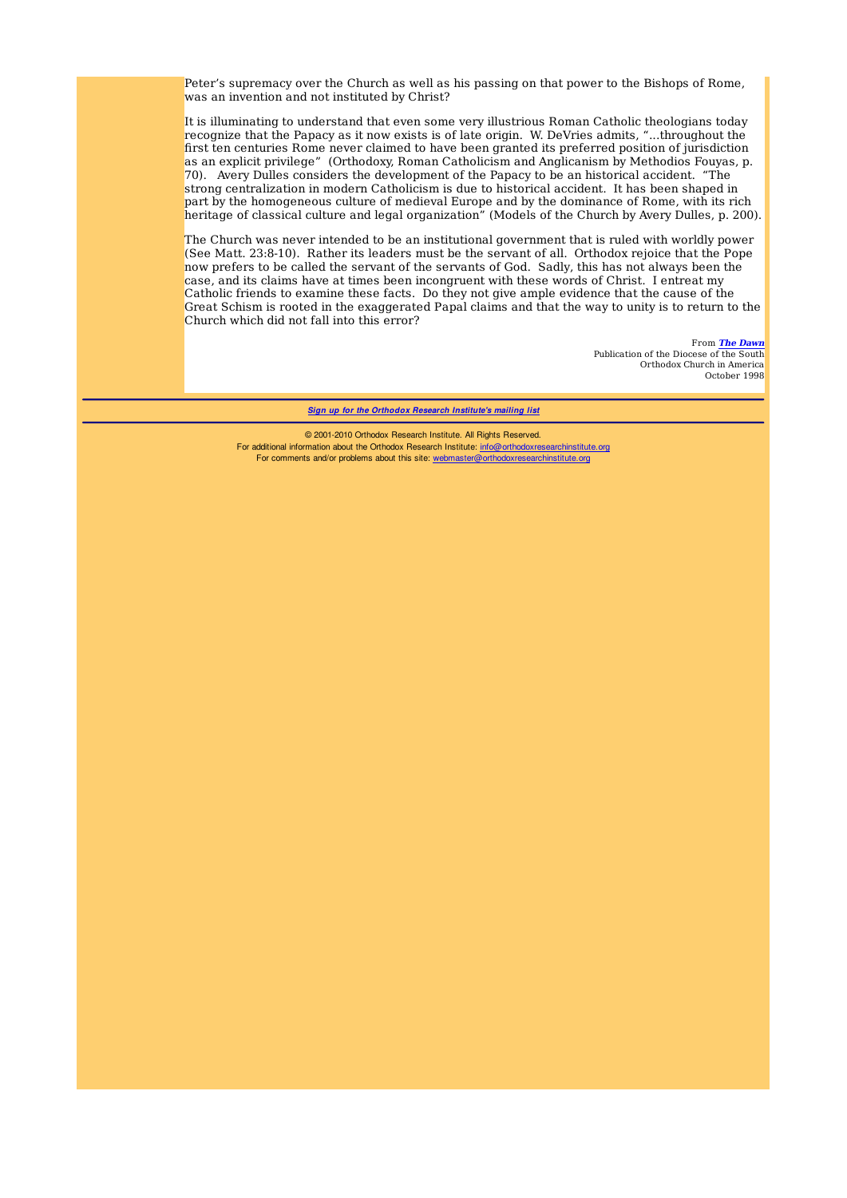Peter's supremacy over the Church as well as his passing on that power to the Bishops of Rome, was an invention and not instituted by Christ?

It is illuminating to understand that even some very illustrious Roman Catholic theologians today recognize that the Papacy as it now exists is of late origin. W. DeVries admits, "...throughout the first ten centuries Rome never claimed to have been granted its preferred position of jurisdiction as an explicit privilege" (Orthodoxy, Roman Catholicism and Anglicanism by Methodios Fouyas, p. 70). Avery Dulles considers the development of the Papacy to be an historical accident. "The strong centralization in modern Catholicism is due to historical accident. It has been shaped in part by the homogeneous culture of medieval Europe and by the dominance of Rome, with its rich heritage of classical culture and legal organization" (Models of the Church by Avery Dulles, p. 200).

The Church was never intended to be an institutional government that is ruled with worldly power (See Matt. 23:8-10). Rather its leaders must be the servant of all. Orthodox rejoice that the Pope now prefers to be called the servant of the servants of God. Sadly, this has not always been the case, and its claims have at times been incongruent with these words of Christ. I entreat my Catholic friends to examine these facts. Do they not give ample evidence that the cause of the Great Schism is rooted in the exaggerated Papal claims and that the way to unity is to return to the Church which did not fall into this error?

From ***The Dawn***
Publication of the Diocese of the South
Orthodox Church in America
October 1998

---

***Sign up for the Orthodox Research Institute's mailing list***

---

© 2001-2010 Orthodox Research Institute. All Rights Reserved.
For additional information about the Orthodox Research Institute: info@orthodoxresearchinstitute.org
For comments and/or problems about this site: webmaster@orthodoxresearchinstitute.org